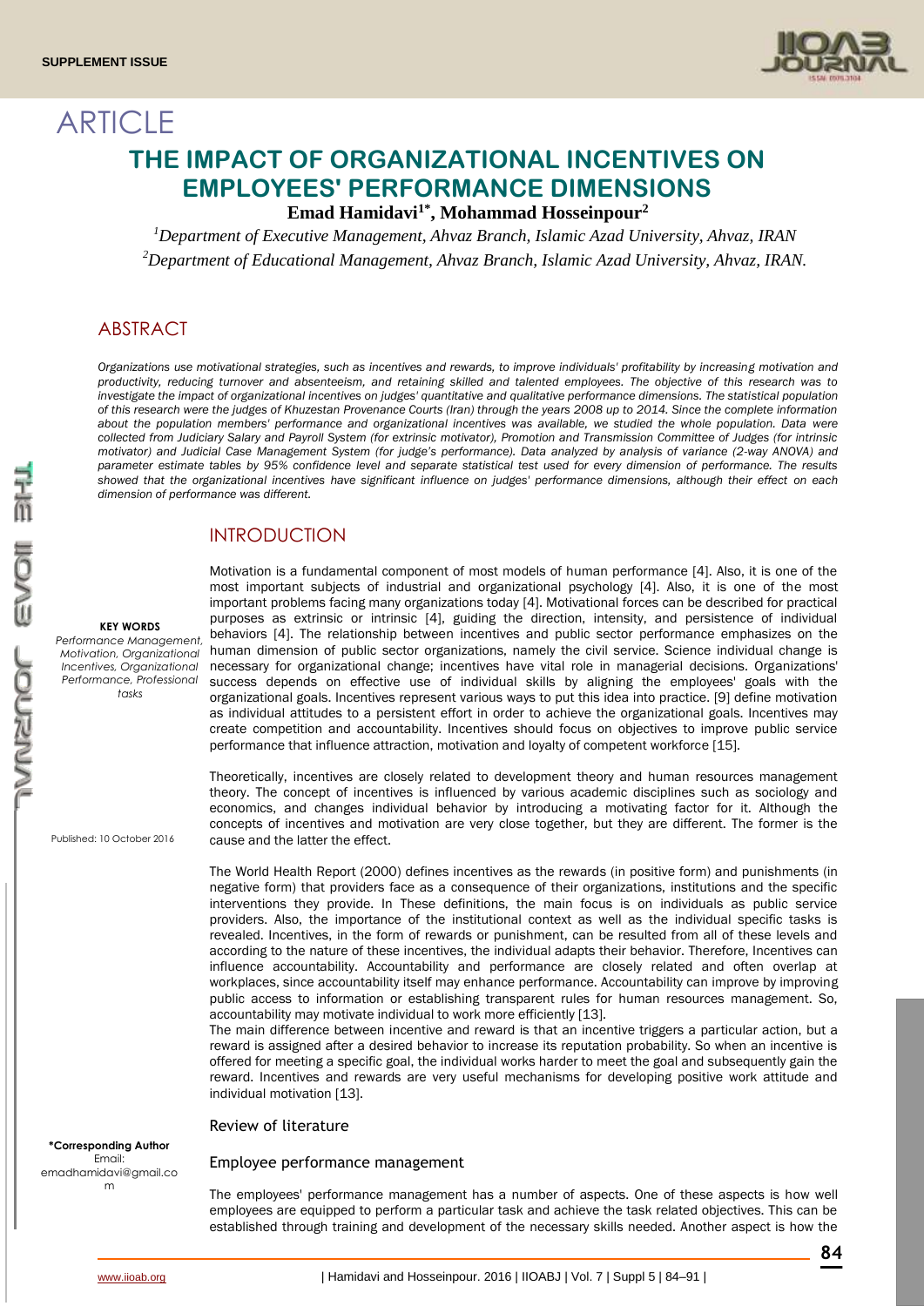# ARTICLE

# THE IMPACT OF ORGANIZATIONAL INCENTIVES ON EMPLOYEES' PERFORMANCE DIMENSIONS

**Emad Hamidavi[1*], Mohammad Hosseinpour[2]**

[1]*Department of Executive Management, Ahvaz Branch, Islamic Azad University, Ahvaz, IRAN*
[2]*Department of Educational Management, Ahvaz Branch, Islamic Azad University, Ahvaz, IRAN.*

## ABSTRACT

*Organizations use motivational strategies, such as incentives and rewards, to improve individuals' profitability by increasing motivation and productivity, reducing turnover and absenteeism, and retaining skilled and talented employees. The objective of this research was to investigate the impact of organizational incentives on judges' quantitative and qualitative performance dimensions. The statistical population of this research were the judges of Khuzestan Provenance Courts (Iran) through the years 2008 up to 2014. Since the complete information about the population members' performance and organizational incentives was available, we studied the whole population. Data were collected from Judiciary Salary and Payroll System (for extrinsic motivator), Promotion and Transmission Committee of Judges (for intrinsic motivator) and Judicial Case Management System (for judge's performance). Data analyzed by analysis of variance (2-way ANOVA) and parameter estimate tables by 95% confidence level and separate statistical test used for every dimension of performance. The results showed that the organizational incentives have significant influence on judges' performance dimensions, although their effect on each dimension of performance was different.*

**KEY WORDS**
*Performance Management, Motivation, Organizational Incentives, Organizational Performance, Professional tasks*

Published: 10 October 2016

**\*Corresponding Author**
Email: emadhamidavi@gmail.com

## INTRODUCTION

Motivation is a fundamental component of most models of human performance [4]. Also, it is one of the most important subjects of industrial and organizational psychology [4]. Also, it is one of the most important problems facing many organizations today [4]. Motivational forces can be described for practical purposes as extrinsic or intrinsic [4], guiding the direction, intensity, and persistence of individual behaviors [4]. The relationship between incentives and public sector performance emphasizes on the human dimension of public sector organizations, namely the civil service. Science individual change is necessary for organizational change; incentives have vital role in managerial decisions. Organizations' success depends on effective use of individual skills by aligning the employees' goals with the organizational goals. Incentives represent various ways to put this idea into practice. [9] define motivation as individual attitudes to a persistent effort in order to achieve the organizational goals. Incentives may create competition and accountability. Incentives should focus on objectives to improve public service performance that influence attraction, motivation and loyalty of competent workforce [15].

Theoretically, incentives are closely related to development theory and human resources management theory. The concept of incentives is influenced by various academic disciplines such as sociology and economics, and changes individual behavior by introducing a motivating factor for it. Although the concepts of incentives and motivation are very close together, but they are different. The former is the cause and the latter the effect.

The World Health Report (2000) defines incentives as the rewards (in positive form) and punishments (in negative form) that providers face as a consequence of their organizations, institutions and the specific interventions they provide. In These definitions, the main focus is on individuals as public service providers. Also, the importance of the institutional context as well as the individual specific tasks is revealed. Incentives, in the form of rewards or punishment, can be resulted from all of these levels and according to the nature of these incentives, the individual adapts their behavior. Therefore, Incentives can influence accountability. Accountability and performance are closely related and often overlap at workplaces, since accountability itself may enhance performance. Accountability can improve by improving public access to information or establishing transparent rules for human resources management. So, accountability may motivate individual to work more efficiently [13].

The main difference between incentive and reward is that an incentive triggers a particular action, but a reward is assigned after a desired behavior to increase its reputation probability. So when an incentive is offered for meeting a specific goal, the individual works harder to meet the goal and subsequently gain the reward. Incentives and rewards are very useful mechanisms for developing positive work attitude and individual motivation [13].

### Review of literature

### Employee performance management

The employees' performance management has a number of aspects. One of these aspects is how well employees are equipped to perform a particular task and achieve the task related objectives. This can be established through training and development of the necessary skills needed. Another aspect is how the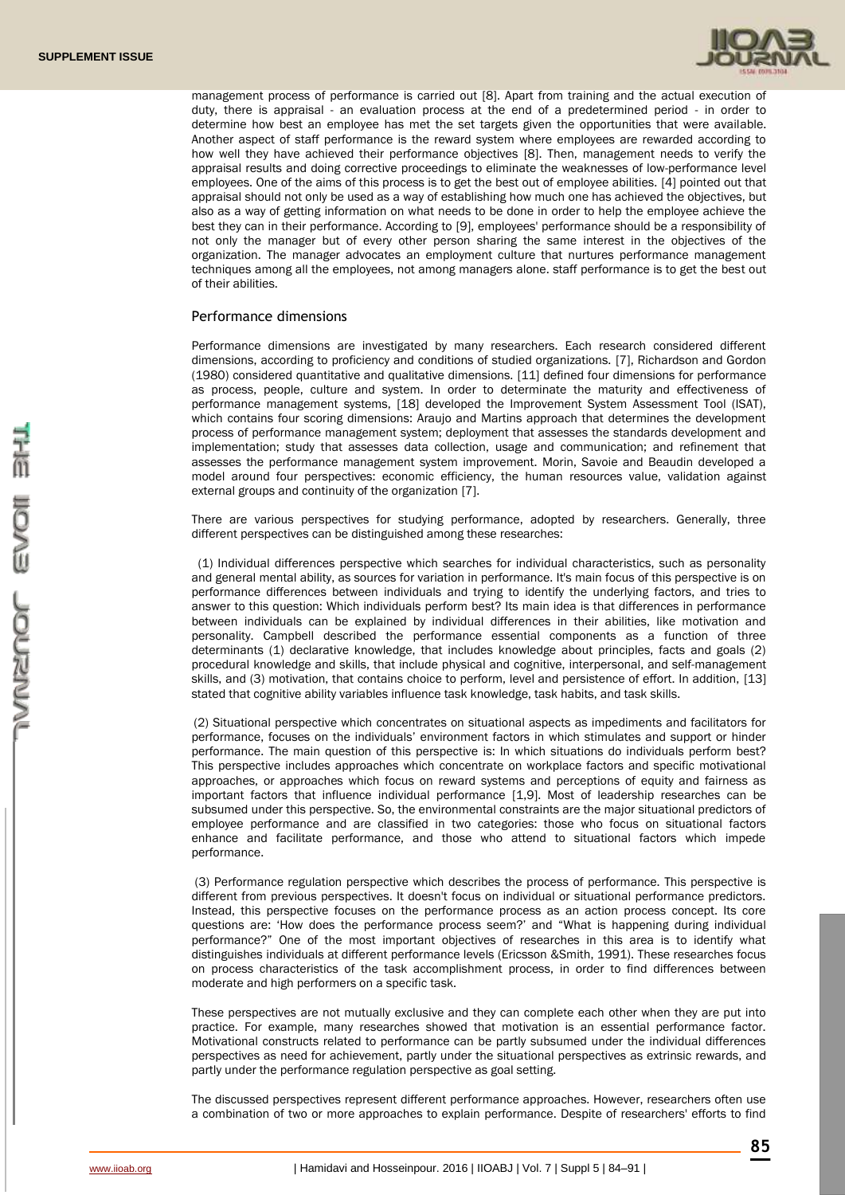management process of performance is carried out [8]. Apart from training and the actual execution of duty, there is appraisal - an evaluation process at the end of a predetermined period - in order to determine how best an employee has met the set targets given the opportunities that were available. Another aspect of staff performance is the reward system where employees are rewarded according to how well they have achieved their performance objectives [8]. Then, management needs to verify the appraisal results and doing corrective proceedings to eliminate the weaknesses of low-performance level employees. One of the aims of this process is to get the best out of employee abilities. [4] pointed out that appraisal should not only be used as a way of establishing how much one has achieved the objectives, but also as a way of getting information on what needs to be done in order to help the employee achieve the best they can in their performance. According to [9], employees' performance should be a responsibility of not only the manager but of every other person sharing the same interest in the objectives of the organization. The manager advocates an employment culture that nurtures performance management techniques among all the employees, not among managers alone. staff performance is to get the best out of their abilities.

## Performance dimensions

Performance dimensions are investigated by many researchers. Each research considered different dimensions, according to proficiency and conditions of studied organizations. [7], Richardson and Gordon (1980) considered quantitative and qualitative dimensions. [11] defined four dimensions for performance as process, people, culture and system. In order to determinate the maturity and effectiveness of performance management systems, [18] developed the Improvement System Assessment Tool (ISAT), which contains four scoring dimensions: Araujo and Martins approach that determines the development process of performance management system; deployment that assesses the standards development and implementation; study that assesses data collection, usage and communication; and refinement that assesses the performance management system improvement. Morin, Savoie and Beaudin developed a model around four perspectives: economic efficiency, the human resources value, validation against external groups and continuity of the organization [7].

There are various perspectives for studying performance, adopted by researchers. Generally, three different perspectives can be distinguished among these researches:

(1) Individual differences perspective which searches for individual characteristics, such as personality and general mental ability, as sources for variation in performance. It's main focus of this perspective is on performance differences between individuals and trying to identify the underlying factors, and tries to answer to this question: Which individuals perform best? Its main idea is that differences in performance between individuals can be explained by individual differences in their abilities, like motivation and personality. Campbell described the performance essential components as a function of three determinants (1) declarative knowledge, that includes knowledge about principles, facts and goals (2) procedural knowledge and skills, that include physical and cognitive, interpersonal, and self-management skills, and (3) motivation, that contains choice to perform, level and persistence of effort. In addition, [13] stated that cognitive ability variables influence task knowledge, task habits, and task skills.

(2) Situational perspective which concentrates on situational aspects as impediments and facilitators for performance, focuses on the individuals' environment factors in which stimulates and support or hinder performance. The main question of this perspective is: In which situations do individuals perform best? This perspective includes approaches which concentrate on workplace factors and specific motivational approaches, or approaches which focus on reward systems and perceptions of equity and fairness as important factors that influence individual performance [1,9]. Most of leadership researches can be subsumed under this perspective. So, the environmental constraints are the major situational predictors of employee performance and are classified in two categories: those who focus on situational factors enhance and facilitate performance, and those who attend to situational factors which impede performance.

(3) Performance regulation perspective which describes the process of performance. This perspective is different from previous perspectives. It doesn't focus on individual or situational performance predictors. Instead, this perspective focuses on the performance process as an action process concept. Its core questions are: 'How does the performance process seem?' and "What is happening during individual performance?" One of the most important objectives of researches in this area is to identify what distinguishes individuals at different performance levels (Ericsson &Smith, 1991). These researches focus on process characteristics of the task accomplishment process, in order to find differences between moderate and high performers on a specific task.

These perspectives are not mutually exclusive and they can complete each other when they are put into practice. For example, many researches showed that motivation is an essential performance factor. Motivational constructs related to performance can be partly subsumed under the individual differences perspectives as need for achievement, partly under the situational perspectives as extrinsic rewards, and partly under the performance regulation perspective as goal setting.

The discussed perspectives represent different performance approaches. However, researchers often use a combination of two or more approaches to explain performance. Despite of researchers' efforts to find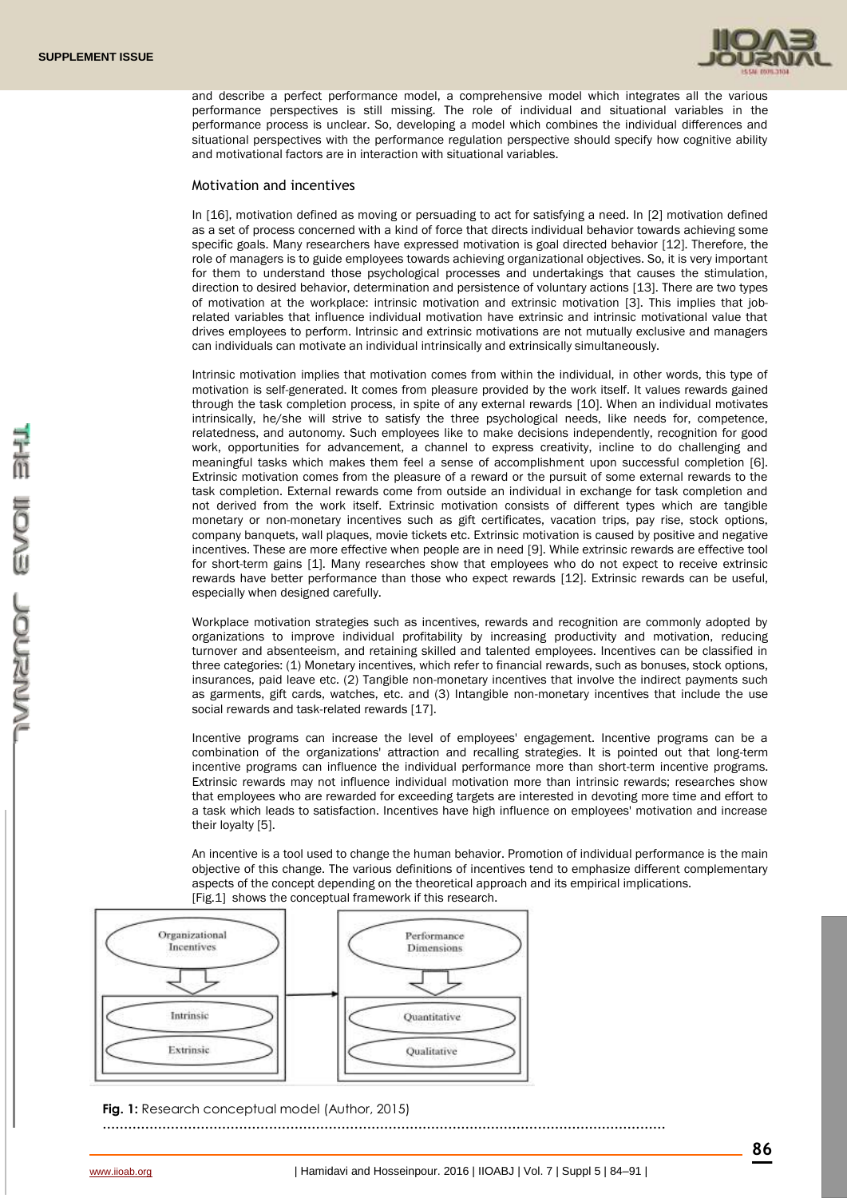and describe a perfect performance model, a comprehensive model which integrates all the various performance perspectives is still missing. The role of individual and situational variables in the performance process is unclear. So, developing a model which combines the individual differences and situational perspectives with the performance regulation perspective should specify how cognitive ability and motivational factors are in interaction with situational variables.

## Motivation and incentives

In [16], motivation defined as moving or persuading to act for satisfying a need. In [2] motivation defined as a set of process concerned with a kind of force that directs individual behavior towards achieving some specific goals. Many researchers have expressed motivation is goal directed behavior [12]. Therefore, the role of managers is to guide employees towards achieving organizational objectives. So, it is very important for them to understand those psychological processes and undertakings that causes the stimulation, direction to desired behavior, determination and persistence of voluntary actions [13]. There are two types of motivation at the workplace: intrinsic motivation and extrinsic motivation [3]. This implies that job-related variables that influence individual motivation have extrinsic and intrinsic motivational value that drives employees to perform. Intrinsic and extrinsic motivations are not mutually exclusive and managers can individuals can motivate an individual intrinsically and extrinsically simultaneously.

Intrinsic motivation implies that motivation comes from within the individual, in other words, this type of motivation is self-generated. It comes from pleasure provided by the work itself. It values rewards gained through the task completion process, in spite of any external rewards [10]. When an individual motivates intrinsically, he/she will strive to satisfy the three psychological needs, like needs for, competence, relatedness, and autonomy. Such employees like to make decisions independently, recognition for good work, opportunities for advancement, a channel to express creativity, incline to do challenging and meaningful tasks which makes them feel a sense of accomplishment upon successful completion [6]. Extrinsic motivation comes from the pleasure of a reward or the pursuit of some external rewards to the task completion. External rewards come from outside an individual in exchange for task completion and not derived from the work itself. Extrinsic motivation consists of different types which are tangible monetary or non-monetary incentives such as gift certificates, vacation trips, pay rise, stock options, company banquets, wall plaques, movie tickets etc. Extrinsic motivation is caused by positive and negative incentives. These are more effective when people are in need [9]. While extrinsic rewards are effective tool for short-term gains [1]. Many researches show that employees who do not expect to receive extrinsic rewards have better performance than those who expect rewards [12]. Extrinsic rewards can be useful, especially when designed carefully.

Workplace motivation strategies such as incentives, rewards and recognition are commonly adopted by organizations to improve individual profitability by increasing productivity and motivation, reducing turnover and absenteeism, and retaining skilled and talented employees. Incentives can be classified in three categories: (1) Monetary incentives, which refer to financial rewards, such as bonuses, stock options, insurances, paid leave etc. (2) Tangible non-monetary incentives that involve the indirect payments such as garments, gift cards, watches, etc. and (3) Intangible non-monetary incentives that include the use social rewards and task-related rewards [17].

Incentive programs can increase the level of employees' engagement. Incentive programs can be a combination of the organizations' attraction and recalling strategies. It is pointed out that long-term incentive programs can influence the individual performance more than short-term incentive programs. Extrinsic rewards may not influence individual motivation more than intrinsic rewards; researches show that employees who are rewarded for exceeding targets are interested in devoting more time and effort to a task which leads to satisfaction. Incentives have high influence on employees' motivation and increase their loyalty [5].

An incentive is a tool used to change the human behavior. Promotion of individual performance is the main objective of this change. The various definitions of incentives tend to emphasize different complementary aspects of the concept depending on the theoretical approach and its empirical implications. [Fig.1] shows the conceptual framework if this research.

Organizational Incentives → Intrinsic, Extrinsic → Performance Dimensions → Quantitative, Qualitative

**Fig. 1:** Research conceptual model (Author, 2015)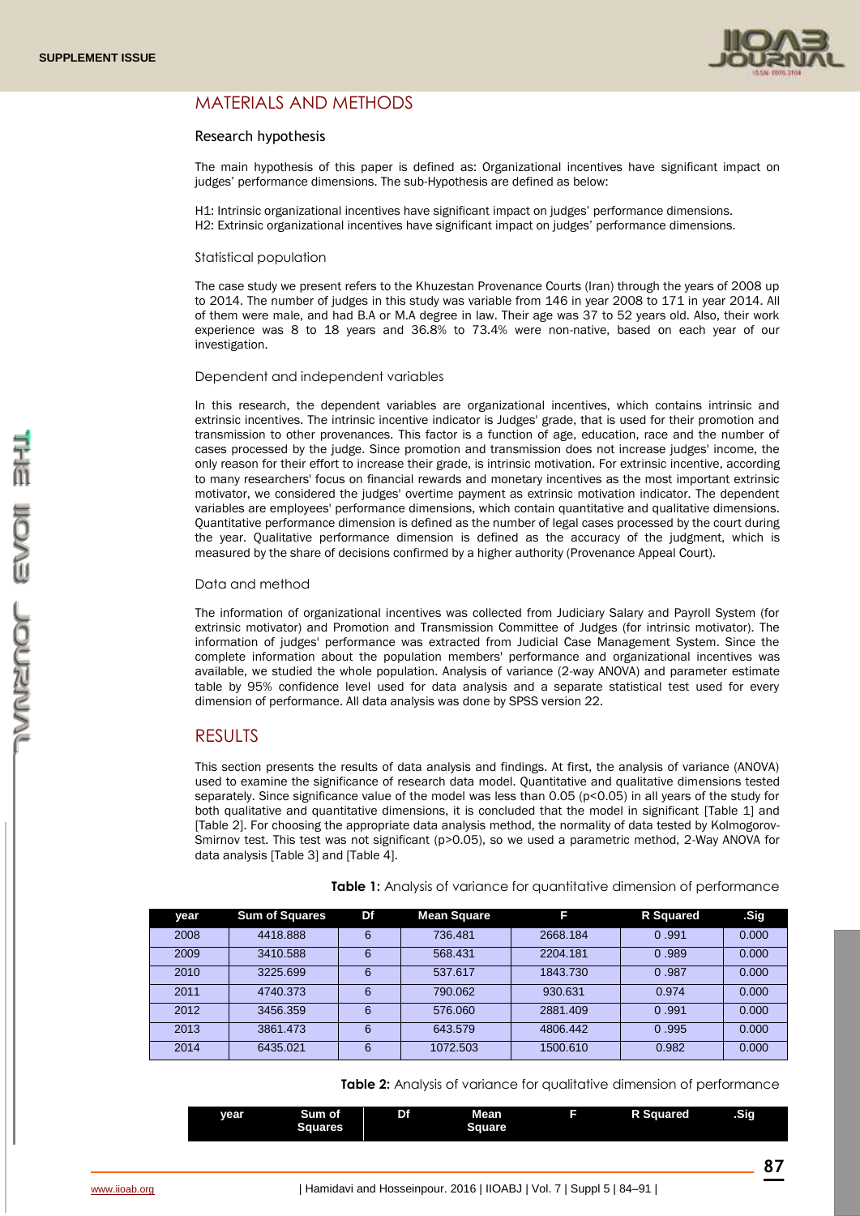## MATERIALS AND METHODS

### Research hypothesis

The main hypothesis of this paper is defined as: Organizational incentives have significant impact on judges' performance dimensions. The sub-Hypothesis are defined as below:

H1: Intrinsic organizational incentives have significant impact on judges' performance dimensions.
H2: Extrinsic organizational incentives have significant impact on judges' performance dimensions.

### Statistical population

The case study we present refers to the Khuzestan Provenance Courts (Iran) through the years of 2008 up to 2014. The number of judges in this study was variable from 146 in year 2008 to 171 in year 2014. All of them were male, and had B.A or M.A degree in law. Their age was 37 to 52 years old. Also, their work experience was 8 to 18 years and 36.8% to 73.4% were non-native, based on each year of our investigation.

### Dependent and independent variables

In this research, the dependent variables are organizational incentives, which contains intrinsic and extrinsic incentives. The intrinsic incentive indicator is Judges' grade, that is used for their promotion and transmission to other provenances. This factor is a function of age, education, race and the number of cases processed by the judge. Since promotion and transmission does not increase judges' income, the only reason for their effort to increase their grade, is intrinsic motivation. For extrinsic incentive, according to many researchers' focus on financial rewards and monetary incentives as the most important extrinsic motivator, we considered the judges' overtime payment as extrinsic motivation indicator. The dependent variables are employees' performance dimensions, which contain quantitative and qualitative dimensions. Quantitative performance dimension is defined as the number of legal cases processed by the court during the year. Qualitative performance dimension is defined as the accuracy of the judgment, which is measured by the share of decisions confirmed by a higher authority (Provenance Appeal Court).

### Data and method

The information of organizational incentives was collected from Judiciary Salary and Payroll System (for extrinsic motivator) and Promotion and Transmission Committee of Judges (for intrinsic motivator). The information of judges' performance was extracted from Judicial Case Management System. Since the complete information about the population members' performance and organizational incentives was available, we studied the whole population. Analysis of variance (2-way ANOVA) and parameter estimate table by 95% confidence level used for data analysis and a separate statistical test used for every dimension of performance. All data analysis was done by SPSS version 22.

## RESULTS

This section presents the results of data analysis and findings. At first, the analysis of variance (ANOVA) used to examine the significance of research data model. Quantitative and qualitative dimensions tested separately. Since significance value of the model was less than 0.05 ($p<0.05$) in all years of the study for both qualitative and quantitative dimensions, it is concluded that the model in significant [Table 1] and [Table 2]. For choosing the appropriate data analysis method, the normality of data tested by Kolmogorov-Smirnov test. This test was not significant ($p>0.05$), so we used a parametric method, 2-Way ANOVA for data analysis [Table 3] and [Table 4].

**Table 1:** Analysis of variance for quantitative dimension of performance

| year | Sum of Squares | Df | Mean Square | F | R Squared | .Sig |
|---|---|---|---|---|---|---|
| 2008 | 4418.888 | 6 | 736.481 | 2668.184 | 0 .991 | 0.000 |
| 2009 | 3410.588 | 6 | 568.431 | 2204.181 | 0 .989 | 0.000 |
| 2010 | 3225.699 | 6 | 537.617 | 1843.730 | 0 .987 | 0.000 |
| 2011 | 4740.373 | 6 | 790.062 | 930.631 | 0.974 | 0.000 |
| 2012 | 3456.359 | 6 | 576.060 | 2881.409 | 0 .991 | 0.000 |
| 2013 | 3861.473 | 6 | 643.579 | 4806.442 | 0 .995 | 0.000 |
| 2014 | 6435.021 | 6 | 1072.503 | 1500.610 | 0.982 | 0.000 |

**Table 2:** Analysis of variance for qualitative dimension of performance

| year | Sum of Squares | Df | Mean Square | F | R Squared | .Sig |
|---|---|---|---|---|---|---|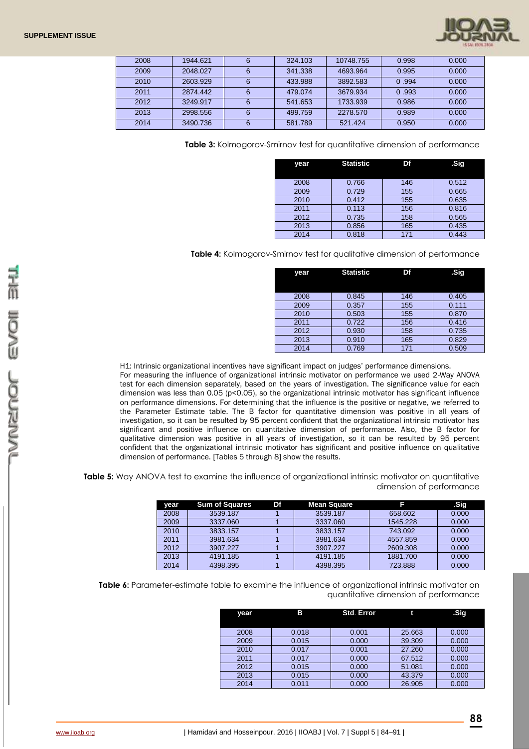| 2008 | 1944.621 | 6 | 324.103 | 10748.755 | 0.998 | 0.000 |
|---|---|---|---|---|---|---|
| 2009 | 2048.027 | 6 | 341.338 | 4693.964 | 0.995 | 0.000 |
| 2010 | 2603.929 | 6 | 433.988 | 3892.583 | 0 .994 | 0.000 |
| 2011 | 2874.442 | 6 | 479.074 | 3679.934 | 0 .993 | 0.000 |
| 2012 | 3249.917 | 6 | 541.653 | 1733.939 | 0.986 | 0.000 |
| 2013 | 2998.556 | 6 | 499.759 | 2278.570 | 0.989 | 0.000 |
| 2014 | 3490.736 | 6 | 581.789 | 521.424 | 0.950 | 0.000 |

**Table 3:** Kolmogorov-Smirnov test for quantitative dimension of performance

| year | Statistic | Df | .Sig |
|---|---|---|---|
| 2008 | 0.766 | 146 | 0.512 |
| 2009 | 0.729 | 155 | 0.665 |
| 2010 | 0.412 | 155 | 0.635 |
| 2011 | 0.113 | 156 | 0.816 |
| 2012 | 0.735 | 158 | 0.565 |
| 2013 | 0.856 | 165 | 0.435 |
| 2014 | 0.818 | 171 | 0.443 |

**Table 4:** Kolmogorov-Smirnov test for qualitative dimension of performance

| year | Statistic | Df | .Sig |
|---|---|---|---|
| 2008 | 0.845 | 146 | 0.405 |
| 2009 | 0.357 | 155 | 0.111 |
| 2010 | 0.503 | 155 | 0.870 |
| 2011 | 0.722 | 156 | 0.416 |
| 2012 | 0.930 | 158 | 0.735 |
| 2013 | 0.910 | 165 | 0.829 |
| 2014 | 0.769 | 171 | 0.509 |

H1: Intrinsic organizational incentives have significant impact on judges' performance dimensions.
For measuring the influence of organizational intrinsic motivator on performance we used 2-Way ANOVA test for each dimension separately, based on the years of investigation. The significance value for each dimension was less than 0.05 ($p<0.05$), so the organizational intrinsic motivator has significant influence on performance dimensions. For determining that the influence is the positive or negative, we referred to the Parameter Estimate table. The B factor for quantitative dimension was positive in all years of investigation, so it can be resulted by 95 percent confident that the organizational intrinsic motivator has significant and positive influence on quantitative dimension of performance. Also, the B factor for qualitative dimension was positive in all years of investigation, so it can be resulted by 95 percent confident that the organizational intrinsic motivator has significant and positive influence on qualitative dimension of performance. [Tables 5 through 8] show the results.

**Table 5:** Way ANOVA test to examine the influence of organizational intrinsic motivator on quantitative dimension of performance

| year | Sum of Squares | Df | Mean Square | F | .Sig |
|---|---|---|---|---|---|
| 2008 | 3539.187 | 1 | 3539.187 | 658.602 | 0.000 |
| 2009 | 3337.060 | 1 | 3337.060 | 1545.228 | 0.000 |
| 2010 | 3833.157 | 1 | 3833.157 | 743.092 | 0.000 |
| 2011 | 3981.634 | 1 | 3981.634 | 4557.859 | 0.000 |
| 2012 | 3907.227 | 1 | 3907.227 | 2609.308 | 0.000 |
| 2013 | 4191.185 | 1 | 4191.185 | 1881.700 | 0.000 |
| 2014 | 4398.395 | 1 | 4398.395 | 723.888 | 0.000 |

**Table 6:** Parameter-estimate table to examine the influence of organizational intrinsic motivator on quantitative dimension of performance

| year | B | Std. Error | t | .Sig |
|---|---|---|---|---|
| 2008 | 0.018 | 0.001 | 25.663 | 0.000 |
| 2009 | 0.015 | 0.000 | 39.309 | 0.000 |
| 2010 | 0.017 | 0.001 | 27.260 | 0.000 |
| 2011 | 0.017 | 0.000 | 67.512 | 0.000 |
| 2012 | 0.015 | 0.000 | 51.081 | 0.000 |
| 2013 | 0.015 | 0.000 | 43.379 | 0.000 |
| 2014 | 0.011 | 0.000 | 26.905 | 0.000 |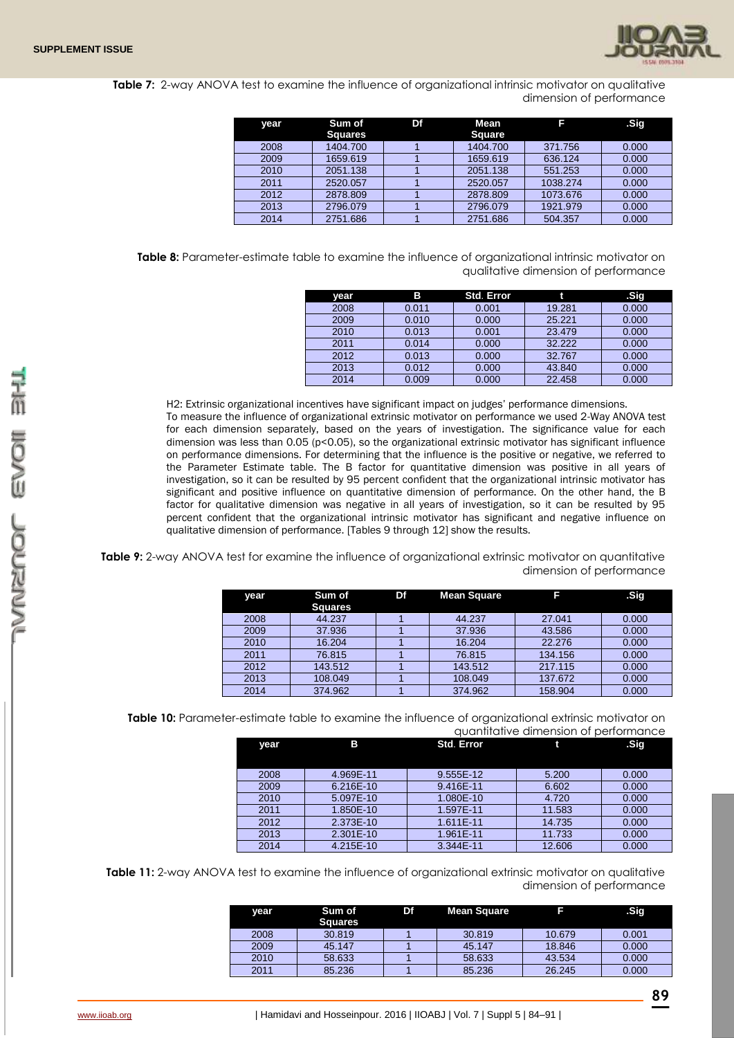**Table 7:** 2-way ANOVA test to examine the influence of organizational intrinsic motivator on qualitative dimension of performance

| year | Sum of Squares | Df | Mean Square | F | .Sig |
|---|---|---|---|---|---|
| 2008 | 1404.700 | 1 | 1404.700 | 371.756 | 0.000 |
| 2009 | 1659.619 | 1 | 1659.619 | 636.124 | 0.000 |
| 2010 | 2051.138 | 1 | 2051.138 | 551.253 | 0.000 |
| 2011 | 2520.057 | 1 | 2520.057 | 1038.274 | 0.000 |
| 2012 | 2878.809 | 1 | 2878.809 | 1073.676 | 0.000 |
| 2013 | 2796.079 | 1 | 2796.079 | 1921.979 | 0.000 |
| 2014 | 2751.686 | 1 | 2751.686 | 504.357 | 0.000 |

**Table 8:** Parameter-estimate table to examine the influence of organizational intrinsic motivator on qualitative dimension of performance

| year | B | Std. Error | t | .Sig |
|---|---|---|---|---|
| 2008 | 0.011 | 0.001 | 19.281 | 0.000 |
| 2009 | 0.010 | 0.000 | 25.221 | 0.000 |
| 2010 | 0.013 | 0.001 | 23.479 | 0.000 |
| 2011 | 0.014 | 0.000 | 32.222 | 0.000 |
| 2012 | 0.013 | 0.000 | 32.767 | 0.000 |
| 2013 | 0.012 | 0.000 | 43.840 | 0.000 |
| 2014 | 0.009 | 0.000 | 22.458 | 0.000 |

H2: Extrinsic organizational incentives have significant impact on judges' performance dimensions.
To measure the influence of organizational extrinsic motivator on performance we used 2-Way ANOVA test for each dimension separately, based on the years of investigation. The significance value for each dimension was less than 0.05 ($p<0.05$), so the organizational extrinsic motivator has significant influence on performance dimensions. For determining that the influence is the positive or negative, we referred to the Parameter Estimate table. The B factor for quantitative dimension was positive in all years of investigation, so it can be resulted by 95 percent confident that the organizational intrinsic motivator has significant and positive influence on quantitative dimension of performance. On the other hand, the B factor for qualitative dimension was negative in all years of investigation, so it can be resulted by 95 percent confident that the organizational intrinsic motivator has significant and negative influence on qualitative dimension of performance. [Tables 9 through 12] show the results.

**Table 9:** 2-way ANOVA test for examine the influence of organizational extrinsic motivator on quantitative dimension of performance

| year | Sum of Squares | Df | Mean Square | F | .Sig |
|---|---|---|---|---|---|
| 2008 | 44.237 | 1 | 44.237 | 27.041 | 0.000 |
| 2009 | 37.936 | 1 | 37.936 | 43.586 | 0.000 |
| 2010 | 16.204 | 1 | 16.204 | 22.276 | 0.000 |
| 2011 | 76.815 | 1 | 76.815 | 134.156 | 0.000 |
| 2012 | 143.512 | 1 | 143.512 | 217.115 | 0.000 |
| 2013 | 108.049 | 1 | 108.049 | 137.672 | 0.000 |
| 2014 | 374.962 | 1 | 374.962 | 158.904 | 0.000 |

**Table 10:** Parameter-estimate table to examine the influence of organizational extrinsic motivator on quantitative dimension of performance

| year | B | Std. Error | t | .Sig |
|---|---|---|---|---|
| 2008 | 4.969E-11 | 9.555E-12 | 5.200 | 0.000 |
| 2009 | 6.216E-10 | 9.416E-11 | 6.602 | 0.000 |
| 2010 | 5.097E-10 | 1.080E-10 | 4.720 | 0.000 |
| 2011 | 1.850E-10 | 1.597E-11 | 11.583 | 0.000 |
| 2012 | 2.373E-10 | 1.611E-11 | 14.735 | 0.000 |
| 2013 | 2.301E-10 | 1.961E-11 | 11.733 | 0.000 |
| 2014 | 4.215E-10 | 3.344E-11 | 12.606 | 0.000 |

**Table 11:** 2-way ANOVA test to examine the influence of organizational extrinsic motivator on qualitative dimension of performance

| year | Sum of Squares | Df | Mean Square | F | .Sig |
|---|---|---|---|---|---|
| 2008 | 30.819 | 1 | 30.819 | 10.679 | 0.001 |
| 2009 | 45.147 | 1 | 45.147 | 18.846 | 0.000 |
| 2010 | 58.633 | 1 | 58.633 | 43.534 | 0.000 |
| 2011 | 85.236 | 1 | 85.236 | 26.245 | 0.000 |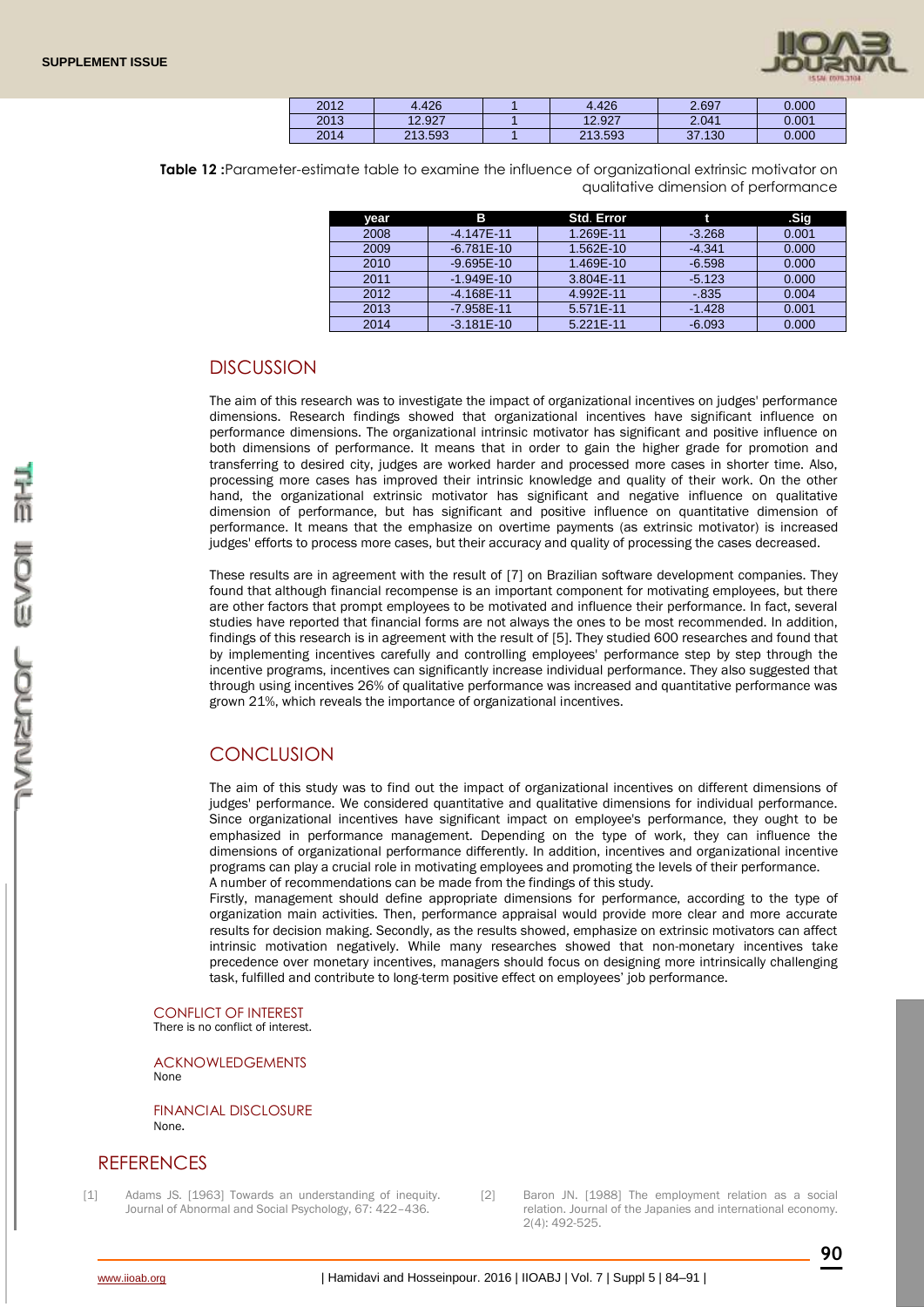| 2012 | 4.426 | 1 | 4.426 | 2.697 | 0.000 |
|---|---|---|---|---|---|
| 2013 | 12.927 | 1 | 12.927 | 2.041 | 0.001 |
| 2014 | 213.593 | 1 | 213.593 | 37.130 | 0.000 |

**Table 12 :**Parameter-estimate table to examine the influence of organizational extrinsic motivator on qualitative dimension of performance

| year | B | Std. Error | t | .Sig |
|---|---|---|---|---|
| 2008 | -4.147E-11 | 1.269E-11 | -3.268 | 0.001 |
| 2009 | -6.781E-10 | 1.562E-10 | -4.341 | 0.000 |
| 2010 | -9.695E-10 | 1.469E-10 | -6.598 | 0.000 |
| 2011 | -1.949E-10 | 3.804E-11 | -5.123 | 0.000 |
| 2012 | -4.168E-11 | 4.992E-11 | -.835 | 0.004 |
| 2013 | -7.958E-11 | 5.571E-11 | -1.428 | 0.001 |
| 2014 | -3.181E-10 | 5.221E-11 | -6.093 | 0.000 |

## DISCUSSION

The aim of this research was to investigate the impact of organizational incentives on judges' performance dimensions. Research findings showed that organizational incentives have significant influence on performance dimensions. The organizational intrinsic motivator has significant and positive influence on both dimensions of performance. It means that in order to gain the higher grade for promotion and transferring to desired city, judges are worked harder and processed more cases in shorter time. Also, processing more cases has improved their intrinsic knowledge and quality of their work. On the other hand, the organizational extrinsic motivator has significant and negative influence on qualitative dimension of performance, but has significant and positive influence on quantitative dimension of performance. It means that the emphasize on overtime payments (as extrinsic motivator) is increased judges' efforts to process more cases, but their accuracy and quality of processing the cases decreased.

These results are in agreement with the result of [7] on Brazilian software development companies. They found that although financial recompense is an important component for motivating employees, but there are other factors that prompt employees to be motivated and influence their performance. In fact, several studies have reported that financial forms are not always the ones to be most recommended. In addition, findings of this research is in agreement with the result of [5]. They studied 600 researches and found that by implementing incentives carefully and controlling employees' performance step by step through the incentive programs, incentives can significantly increase individual performance. They also suggested that through using incentives 26% of qualitative performance was increased and quantitative performance was grown 21%, which reveals the importance of organizational incentives.

## CONCLUSION

The aim of this study was to find out the impact of organizational incentives on different dimensions of judges' performance. We considered quantitative and qualitative dimensions for individual performance. Since organizational incentives have significant impact on employee's performance, they ought to be emphasized in performance management. Depending on the type of work, they can influence the dimensions of organizational performance differently. In addition, incentives and organizational incentive programs can play a crucial role in motivating employees and promoting the levels of their performance.
A number of recommendations can be made from the findings of this study.
Firstly, management should define appropriate dimensions for performance, according to the type of organization main activities. Then, performance appraisal would provide more clear and more accurate results for decision making. Secondly, as the results showed, emphasize on extrinsic motivators can affect intrinsic motivation negatively. While many researches showed that non-monetary incentives take precedence over monetary incentives, managers should focus on designing more intrinsically challenging task, fulfilled and contribute to long-term positive effect on employees' job performance.

### CONFLICT OF INTEREST
There is no conflict of interest.

### ACKNOWLEDGEMENTS
None

### FINANCIAL DISCLOSURE
None.

## REFERENCES

[1] Adams JS. [1963] Towards an understanding of inequity. Journal of Abnormal and Social Psychology, 67: 422–436.

[2] Baron JN. [1988] The employment relation as a social relation. Journal of the Japanies and international economy. 2(4): 492-525.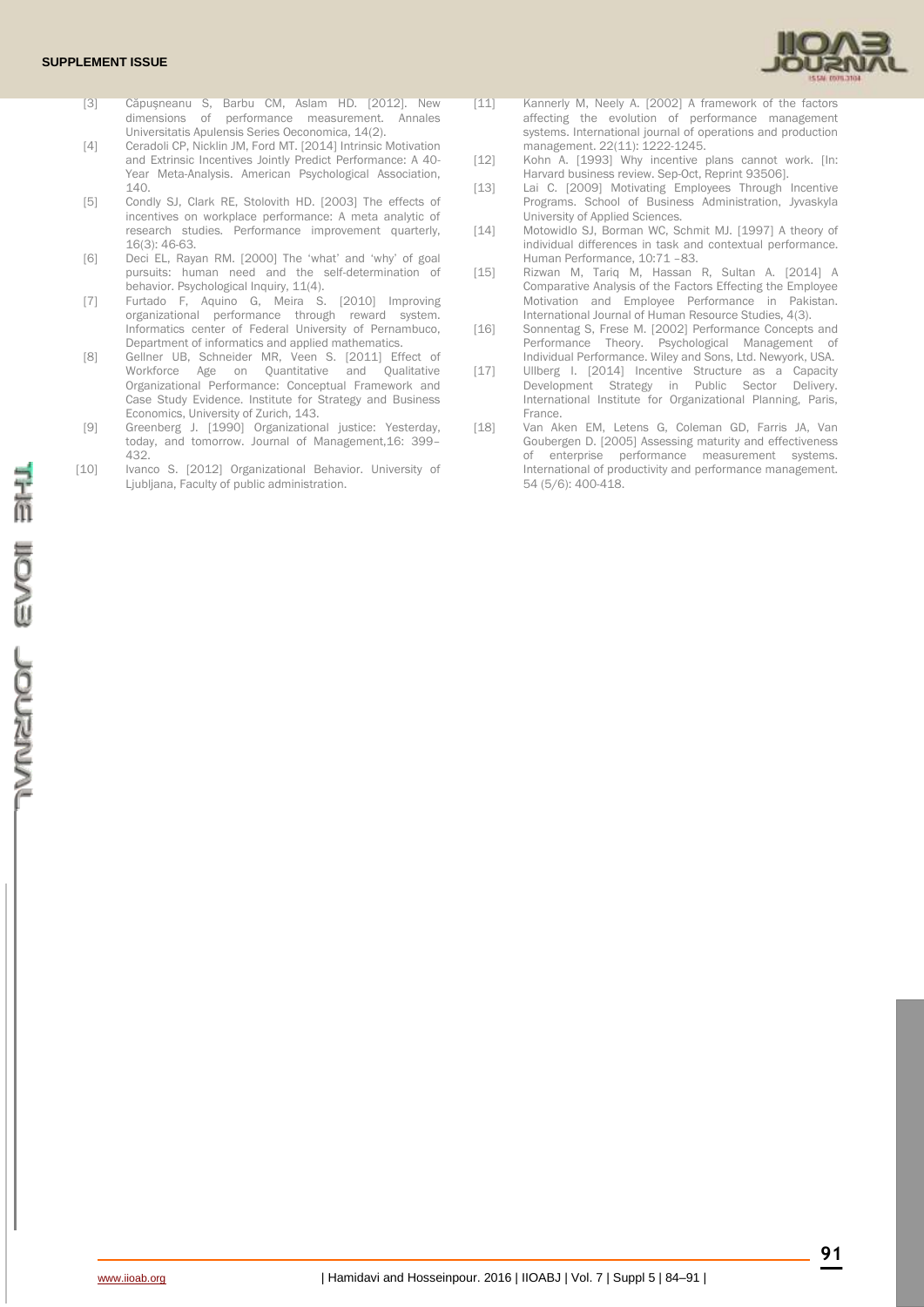[3] Căpușneanu S, Barbu CM, Aslam HD. [2012]. New dimensions of performance measurement. Annales Universitatis Apulensis Series Oeconomica, 14(2).

[4] Ceradoli CP, Nicklin JM, Ford MT. [2014] Intrinsic Motivation and Extrinsic Incentives Jointly Predict Performance: A 40-Year Meta-Analysis. American Psychological Association, 140.

[5] Condly SJ, Clark RE, Stolovith HD. [2003] The effects of incentives on workplace performance: A meta analytic of research studies. Performance improvement quarterly, 16(3): 46-63.

[6] Deci EL, Rayan RM. [2000] The 'what' and 'why' of goal pursuits: human need and the self-determination of behavior. Psychological Inquiry, 11(4).

[7] Furtado F, Aquino G, Meira S. [2010] Improving organizational performance through reward system. Informatics center of Federal University of Pernambuco, Department of informatics and applied mathematics.

[8] Gellner UB, Schneider MR, Veen S. [2011] Effect of Workforce Age on Quantitative and Qualitative Organizational Performance: Conceptual Framework and Case Study Evidence. Institute for Strategy and Business Economics, University of Zurich, 143.

[9] Greenberg J. [1990] Organizational justice: Yesterday, today, and tomorrow. Journal of Management,16: 399–432.

[10] Ivanco S. [2012] Organizational Behavior. University of Ljubljana, Faculty of public administration.

[11] Kannerly M, Neely A. [2002] A framework of the factors affecting the evolution of performance management systems. International journal of operations and production management. 22(11): 1222-1245.

[12] Kohn A. [1993] Why incentive plans cannot work. [In: Harvard business review. Sep-Oct, Reprint 93506].

[13] Lai C. [2009] Motivating Employees Through Incentive Programs. School of Business Administration, Jyvaskyla University of Applied Sciences.

[14] Motowidlo SJ, Borman WC, Schmit MJ. [1997] A theory of individual differences in task and contextual performance. Human Performance, 10:71 –83.

[15] Rizwan M, Tariq M, Hassan R, Sultan A. [2014] A Comparative Analysis of the Factors Effecting the Employee Motivation and Employee Performance in Pakistan. International Journal of Human Resource Studies, 4(3).

[16] Sonnentag S, Frese M. [2002] Performance Concepts and Performance Theory. Psychological Management of Individual Performance. Wiley and Sons, Ltd. Newyork, USA.

[17] Ullberg I. [2014] Incentive Structure as a Capacity Development Strategy in Public Sector Delivery. International Institute for Organizational Planning, Paris, France.

[18] Van Aken EM, Letens G, Coleman GD, Farris JA, Van Goubergen D. [2005] Assessing maturity and effectiveness of enterprise performance measurement systems. International of productivity and performance management. 54 (5/6): 400-418.